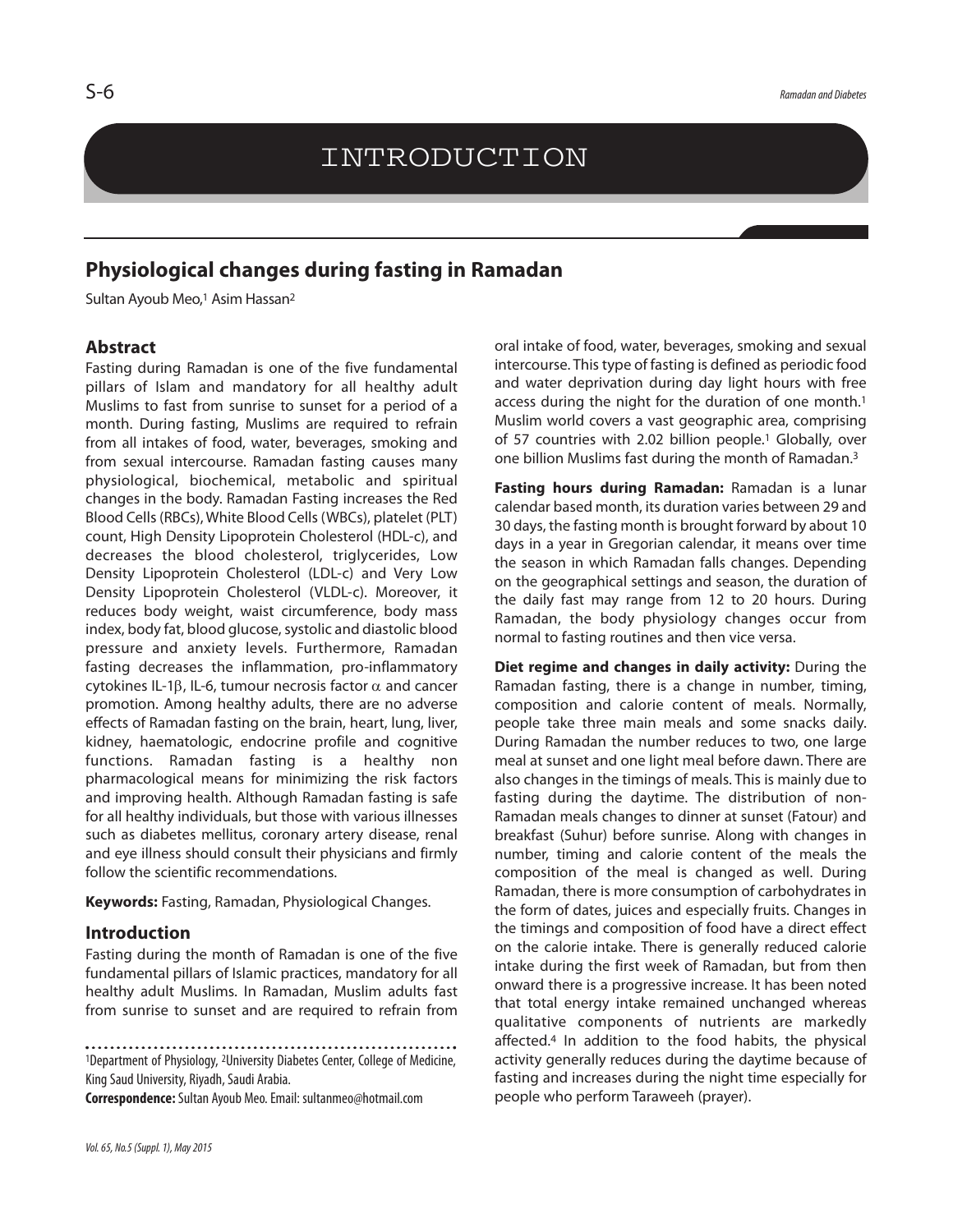# INTRODUCTION

## Physiological changes during fasting in Ramadan

Sultan Ayoub Meo,[1] Asim Hassan[2]

### Abstract

Fasting during Ramadan is one of the five fundamental pillars of Islam and mandatory for all healthy adult Muslims to fast from sunrise to sunset for a period of a month. During fasting, Muslims are required to refrain from all intakes of food, water, beverages, smoking and from sexual intercourse. Ramadan fasting causes many physiological, biochemical, metabolic and spiritual changes in the body. Ramadan Fasting increases the Red Blood Cells (RBCs), White Blood Cells (WBCs), platelet (PLT) count, High Density Lipoprotein Cholesterol (HDL-c), and decreases the blood cholesterol, triglycerides, Low Density Lipoprotein Cholesterol (LDL-c) and Very Low Density Lipoprotein Cholesterol (VLDL-c). Moreover, it reduces body weight, waist circumference, body mass index, body fat, blood glucose, systolic and diastolic blood pressure and anxiety levels. Furthermore, Ramadan fasting decreases the inflammation, pro-inflammatory cytokines IL-1$\beta$, IL-6, tumour necrosis factor $\alpha$ and cancer promotion. Among healthy adults, there are no adverse effects of Ramadan fasting on the brain, heart, lung, liver, kidney, haematologic, endocrine profile and cognitive functions. Ramadan fasting is a healthy non pharmacological means for minimizing the risk factors and improving health. Although Ramadan fasting is safe for all healthy individuals, but those with various illnesses such as diabetes mellitus, coronary artery disease, renal and eye illness should consult their physicians and firmly follow the scientific recommendations.

**Keywords:** Fasting, Ramadan, Physiological Changes.

### Introduction

Fasting during the month of Ramadan is one of the five fundamental pillars of Islamic practices, mandatory for all healthy adult Muslims. In Ramadan, Muslim adults fast from sunrise to sunset and are required to refrain from oral intake of food, water, beverages, smoking and sexual intercourse. This type of fasting is defined as periodic food and water deprivation during day light hours with free access during the night for the duration of one month.[1] Muslim world covers a vast geographic area, comprising of 57 countries with 2.02 billion people.[1] Globally, over one billion Muslims fast during the month of Ramadan.[3]

**Fasting hours during Ramadan:** Ramadan is a lunar calendar based month, its duration varies between 29 and 30 days, the fasting month is brought forward by about 10 days in a year in Gregorian calendar, it means over time the season in which Ramadan falls changes. Depending on the geographical settings and season, the duration of the daily fast may range from 12 to 20 hours. During Ramadan, the body physiology changes occur from normal to fasting routines and then vice versa.

**Diet regime and changes in daily activity:** During the Ramadan fasting, there is a change in number, timing, composition and calorie content of meals. Normally, people take three main meals and some snacks daily. During Ramadan the number reduces to two, one large meal at sunset and one light meal before dawn. There are also changes in the timings of meals. This is mainly due to fasting during the daytime. The distribution of non-Ramadan meals changes to dinner at sunset (Fatour) and breakfast (Suhur) before sunrise. Along with changes in number, timing and calorie content of the meals the composition of the meal is changed as well. During Ramadan, there is more consumption of carbohydrates in the form of dates, juices and especially fruits. Changes in the timings and composition of food have a direct effect on the calorie intake. There is generally reduced calorie intake during the first week of Ramadan, but from then onward there is a progressive increase. It has been noted that total energy intake remained unchanged whereas qualitative components of nutrients are markedly affected.[4] In addition to the food habits, the physical activity generally reduces during the daytime because of fasting and increases during the night time especially for people who perform Taraweeh (prayer).

---

[1]Department of Physiology, [2]University Diabetes Center, College of Medicine, King Saud University, Riyadh, Saudi Arabia.

**Correspondence:** Sultan Ayoub Meo. Email: sultanmeo@hotmail.com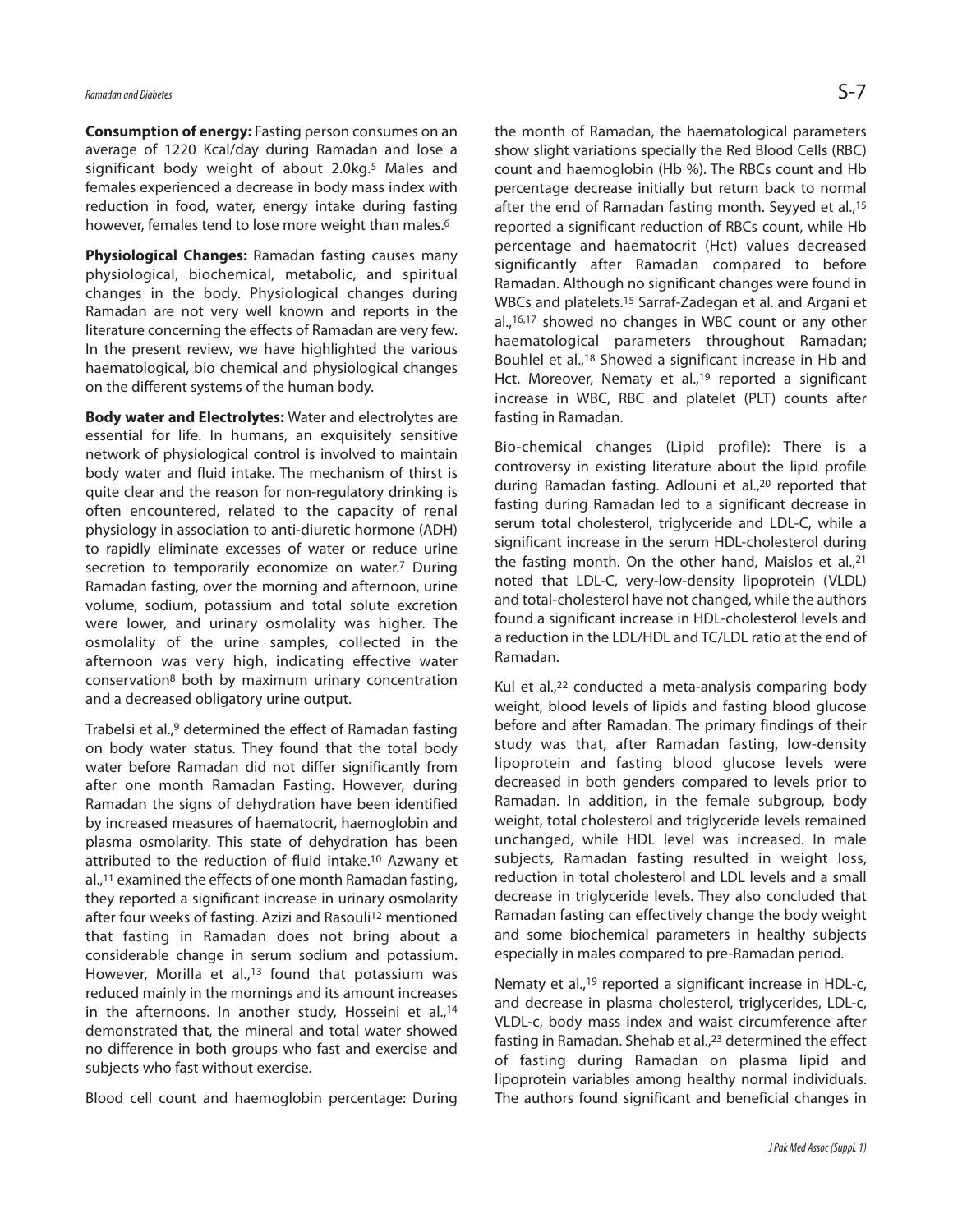**Consumption of energy:** Fasting person consumes on an average of 1220 Kcal/day during Ramadan and lose a significant body weight of about 2.0kg.[5] Males and females experienced a decrease in body mass index with reduction in food, water, energy intake during fasting however, females tend to lose more weight than males.[6]

**Physiological Changes:** Ramadan fasting causes many physiological, biochemical, metabolic, and spiritual changes in the body. Physiological changes during Ramadan are not very well known and reports in the literature concerning the effects of Ramadan are very few. In the present review, we have highlighted the various haematological, bio chemical and physiological changes on the different systems of the human body.

**Body water and Electrolytes:** Water and electrolytes are essential for life. In humans, an exquisitely sensitive network of physiological control is involved to maintain body water and fluid intake. The mechanism of thirst is quite clear and the reason for non-regulatory drinking is often encountered, related to the capacity of renal physiology in association to anti-diuretic hormone (ADH) to rapidly eliminate excesses of water or reduce urine secretion to temporarily economize on water.[7] During Ramadan fasting, over the morning and afternoon, urine volume, sodium, potassium and total solute excretion were lower, and urinary osmolality was higher. The osmolality of the urine samples, collected in the afternoon was very high, indicating effective water conservation[8] both by maximum urinary concentration and a decreased obligatory urine output.

Trabelsi et al.,[9] determined the effect of Ramadan fasting on body water status. They found that the total body water before Ramadan did not differ significantly from after one month Ramadan Fasting. However, during Ramadan the signs of dehydration have been identified by increased measures of haematocrit, haemoglobin and plasma osmolarity. This state of dehydration has been attributed to the reduction of fluid intake.[10] Azwany et al.,[11] examined the effects of one month Ramadan fasting, they reported a significant increase in urinary osmolarity after four weeks of fasting. Azizi and Rasouli[12] mentioned that fasting in Ramadan does not bring about a considerable change in serum sodium and potassium. However, Morilla et al.,[13] found that potassium was reduced mainly in the mornings and its amount increases in the afternoons. In another study, Hosseini et al.,[14] demonstrated that, the mineral and total water showed no difference in both groups who fast and exercise and subjects who fast without exercise.

Blood cell count and haemoglobin percentage: During the month of Ramadan, the haematological parameters show slight variations specially the Red Blood Cells (RBC) count and haemoglobin (Hb %). The RBCs count and Hb percentage decrease initially but return back to normal after the end of Ramadan fasting month. Seyyed et al.,[15] reported a significant reduction of RBCs count, while Hb percentage and haematocrit (Hct) values decreased significantly after Ramadan compared to before Ramadan. Although no significant changes were found in WBCs and platelets.[15] Sarraf-Zadegan et al. and Argani et al.,[16,17] showed no changes in WBC count or any other haematological parameters throughout Ramadan; Bouhlel et al.,[18] Showed a significant increase in Hb and Hct. Moreover, Nematy et al.,[19] reported a significant increase in WBC, RBC and platelet (PLT) counts after fasting in Ramadan.

Bio-chemical changes (Lipid profile): There is a controversy in existing literature about the lipid profile during Ramadan fasting. Adlouni et al.,[20] reported that fasting during Ramadan led to a significant decrease in serum total cholesterol, triglyceride and LDL-C, while a significant increase in the serum HDL-cholesterol during the fasting month. On the other hand, Maislos et al.,[21] noted that LDL-C, very-low-density lipoprotein (VLDL) and total-cholesterol have not changed, while the authors found a significant increase in HDL-cholesterol levels and a reduction in the LDL/HDL and TC/LDL ratio at the end of Ramadan.

Kul et al.,[22] conducted a meta-analysis comparing body weight, blood levels of lipids and fasting blood glucose before and after Ramadan. The primary findings of their study was that, after Ramadan fasting, low-density lipoprotein and fasting blood glucose levels were decreased in both genders compared to levels prior to Ramadan. In addition, in the female subgroup, body weight, total cholesterol and triglyceride levels remained unchanged, while HDL level was increased. In male subjects, Ramadan fasting resulted in weight loss, reduction in total cholesterol and LDL levels and a small decrease in triglyceride levels. They also concluded that Ramadan fasting can effectively change the body weight and some biochemical parameters in healthy subjects especially in males compared to pre-Ramadan period.

Nematy et al.,[19] reported a significant increase in HDL-c, and decrease in plasma cholesterol, triglycerides, LDL-c, VLDL-c, body mass index and waist circumference after fasting in Ramadan. Shehab et al.,[23] determined the effect of fasting during Ramadan on plasma lipid and lipoprotein variables among healthy normal individuals. The authors found significant and beneficial changes in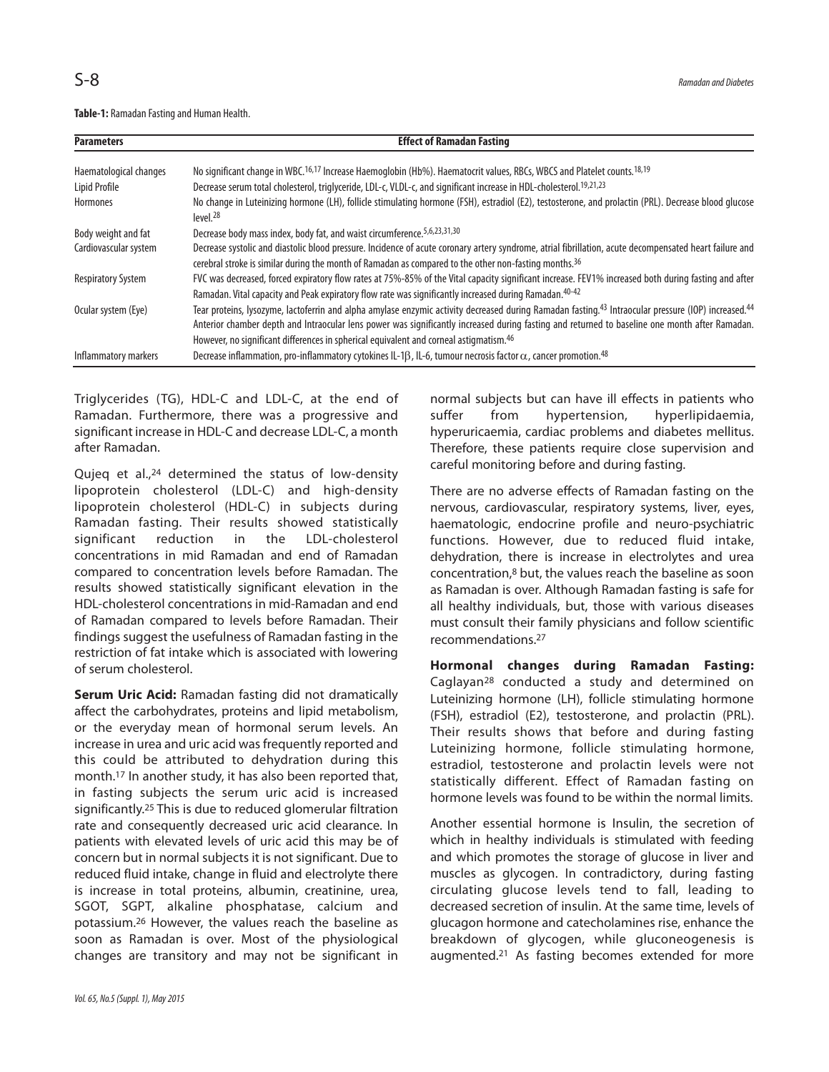**Table-1:** Ramadan Fasting and Human Health.

| Parameters | Effect of Ramadan Fasting |
|---|---|
| Haematological changes | No significant change in WBC.[16,17] Increase Haemoglobin (Hb%). Haematocrit values, RBCs, WBCS and Platelet counts.[18,19] |
| Lipid Profile | Decrease serum total cholesterol, triglyceride, LDL-c, VLDL-c, and significant increase in HDL-cholesterol.[19,21,23] |
| Hormones | No change in Luteinizing hormone (LH), follicle stimulating hormone (FSH), estradiol (E2), testosterone, and prolactin (PRL). Decrease blood glucose level.[28] |
| Body weight and fat | Decrease body mass index, body fat, and waist circumference.[5,6,23,31,30] |
| Cardiovascular system | Decrease systolic and diastolic blood pressure. Incidence of acute coronary artery syndrome, atrial fibrillation, acute decompensated heart failure and cerebral stroke is similar during the month of Ramadan as compared to the other non-fasting months.[36] |
| Respiratory System | FVC was decreased, forced expiratory flow rates at 75%-85% of the Vital capacity significant increase. FEV1% increased both during fasting and after Ramadan. Vital capacity and Peak expiratory flow rate was significantly increased during Ramadan.[40-42] |
| Ocular system (Eye) | Tear proteins, lysozyme, lactoferrin and alpha amylase enzymic activity decreased during Ramadan fasting.[43] Intraocular pressure (IOP) increased.[44] Anterior chamber depth and Intraocular lens power was significantly increased during fasting and returned to baseline one month after Ramadan. However, no significant differences in spherical equivalent and corneal astigmatism.[46] |
| Inflammatory markers | Decrease inflammation, pro-inflammatory cytokines IL-1$\beta$, IL-6, tumour necrosis factor $\alpha$, cancer promotion.[48] |

Triglycerides (TG), HDL-C and LDL-C, at the end of Ramadan. Furthermore, there was a progressive and significant increase in HDL-C and decrease LDL-C, a month after Ramadan.

Qujeq et al.,[24] determined the status of low-density lipoprotein cholesterol (LDL-C) and high-density lipoprotein cholesterol (HDL-C) in subjects during Ramadan fasting. Their results showed statistically significant reduction in the LDL-cholesterol concentrations in mid Ramadan and end of Ramadan compared to concentration levels before Ramadan. The results showed statistically significant elevation in the HDL-cholesterol concentrations in mid-Ramadan and end of Ramadan compared to levels before Ramadan. Their findings suggest the usefulness of Ramadan fasting in the restriction of fat intake which is associated with lowering of serum cholesterol.

**Serum Uric Acid:** Ramadan fasting did not dramatically affect the carbohydrates, proteins and lipid metabolism, or the everyday mean of hormonal serum levels. An increase in urea and uric acid was frequently reported and this could be attributed to dehydration during this month.[17] In another study, it has also been reported that, in fasting subjects the serum uric acid is increased significantly.[25] This is due to reduced glomerular filtration rate and consequently decreased uric acid clearance. In patients with elevated levels of uric acid this may be of concern but in normal subjects it is not significant. Due to reduced fluid intake, change in fluid and electrolyte there is increase in total proteins, albumin, creatinine, urea, SGOT, SGPT, alkaline phosphatase, calcium and potassium.[26] However, the values reach the baseline as soon as Ramadan is over. Most of the physiological changes are transitory and may not be significant in normal subjects but can have ill effects in patients who suffer from hypertension, hyperlipidaemia, hyperuricaemia, cardiac problems and diabetes mellitus. Therefore, these patients require close supervision and careful monitoring before and during fasting.

There are no adverse effects of Ramadan fasting on the nervous, cardiovascular, respiratory systems, liver, eyes, haematologic, endocrine profile and neuro-psychiatric functions. However, due to reduced fluid intake, dehydration, there is increase in electrolytes and urea concentration,[8] but, the values reach the baseline as soon as Ramadan is over. Although Ramadan fasting is safe for all healthy individuals, but, those with various diseases must consult their family physicians and follow scientific recommendations.[27]

**Hormonal changes during Ramadan Fasting:** Caglayan[28] conducted a study and determined on Luteinizing hormone (LH), follicle stimulating hormone (FSH), estradiol (E2), testosterone, and prolactin (PRL). Their results shows that before and during fasting Luteinizing hormone, follicle stimulating hormone, estradiol, testosterone and prolactin levels were not statistically different. Effect of Ramadan fasting on hormone levels was found to be within the normal limits.

Another essential hormone is Insulin, the secretion of which in healthy individuals is stimulated with feeding and which promotes the storage of glucose in liver and muscles as glycogen. In contradictory, during fasting circulating glucose levels tend to fall, leading to decreased secretion of insulin. At the same time, levels of glucagon hormone and catecholamines rise, enhance the breakdown of glycogen, while gluconeogenesis is augmented.[21] As fasting becomes extended for more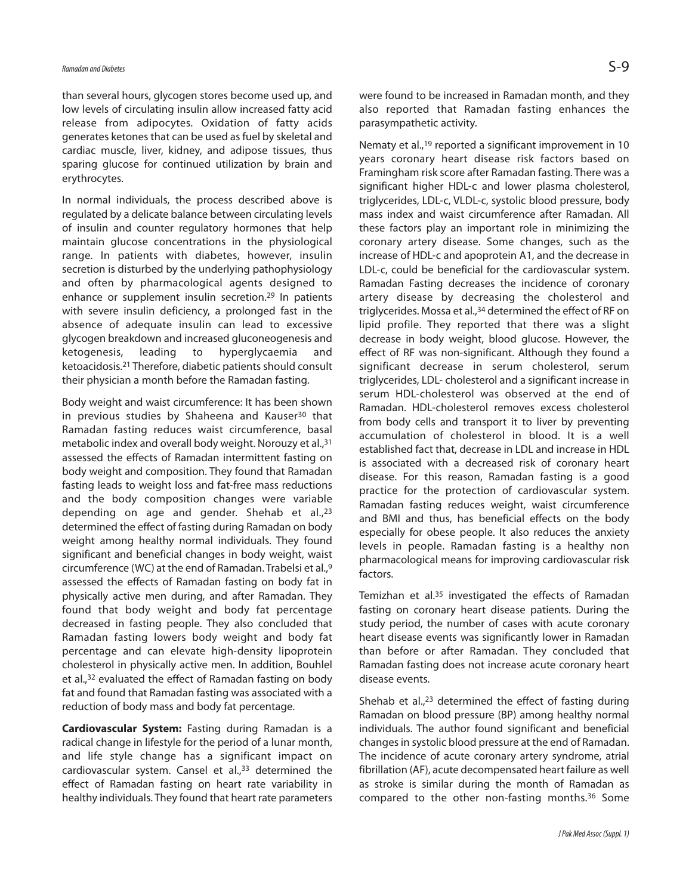than several hours, glycogen stores become used up, and low levels of circulating insulin allow increased fatty acid release from adipocytes. Oxidation of fatty acids generates ketones that can be used as fuel by skeletal and cardiac muscle, liver, kidney, and adipose tissues, thus sparing glucose for continued utilization by brain and erythrocytes.

In normal individuals, the process described above is regulated by a delicate balance between circulating levels of insulin and counter regulatory hormones that help maintain glucose concentrations in the physiological range. In patients with diabetes, however, insulin secretion is disturbed by the underlying pathophysiology and often by pharmacological agents designed to enhance or supplement insulin secretion.[29] In patients with severe insulin deficiency, a prolonged fast in the absence of adequate insulin can lead to excessive glycogen breakdown and increased gluconeogenesis and ketogenesis, leading to hyperglycaemia and ketoacidosis.[21] Therefore, diabetic patients should consult their physician a month before the Ramadan fasting.

Body weight and waist circumference: It has been shown in previous studies by Shaheena and Kauser[30] that Ramadan fasting reduces waist circumference, basal metabolic index and overall body weight. Norouzy et al.,[31] assessed the effects of Ramadan intermittent fasting on body weight and composition. They found that Ramadan fasting leads to weight loss and fat-free mass reductions and the body composition changes were variable depending on age and gender. Shehab et al.,[23] determined the effect of fasting during Ramadan on body weight among healthy normal individuals. They found significant and beneficial changes in body weight, waist circumference (WC) at the end of Ramadan. Trabelsi et al.,[9] assessed the effects of Ramadan fasting on body fat in physically active men during, and after Ramadan. They found that body weight and body fat percentage decreased in fasting people. They also concluded that Ramadan fasting lowers body weight and body fat percentage and can elevate high-density lipoprotein cholesterol in physically active men. In addition, Bouhlel et al.,[32] evaluated the effect of Ramadan fasting on body fat and found that Ramadan fasting was associated with a reduction of body mass and body fat percentage.

**Cardiovascular System:** Fasting during Ramadan is a radical change in lifestyle for the period of a lunar month, and life style change has a significant impact on cardiovascular system. Cansel et al.,[33] determined the effect of Ramadan fasting on heart rate variability in healthy individuals. They found that heart rate parameters were found to be increased in Ramadan month, and they also reported that Ramadan fasting enhances the parasympathetic activity.

Nematy et al.,[19] reported a significant improvement in 10 years coronary heart disease risk factors based on Framingham risk score after Ramadan fasting. There was a significant higher HDL-c and lower plasma cholesterol, triglycerides, LDL-c, VLDL-c, systolic blood pressure, body mass index and waist circumference after Ramadan. All these factors play an important role in minimizing the coronary artery disease. Some changes, such as the increase of HDL-c and apoprotein A1, and the decrease in LDL-c, could be beneficial for the cardiovascular system. Ramadan Fasting decreases the incidence of coronary artery disease by decreasing the cholesterol and triglycerides. Mossa et al.,[34] determined the effect of RF on lipid profile. They reported that there was a slight decrease in body weight, blood glucose. However, the effect of RF was non-significant. Although they found a significant decrease in serum cholesterol, serum triglycerides, LDL- cholesterol and a significant increase in serum HDL-cholesterol was observed at the end of Ramadan. HDL-cholesterol removes excess cholesterol from body cells and transport it to liver by preventing accumulation of cholesterol in blood. It is a well established fact that, decrease in LDL and increase in HDL is associated with a decreased risk of coronary heart disease. For this reason, Ramadan fasting is a good practice for the protection of cardiovascular system. Ramadan fasting reduces weight, waist circumference and BMI and thus, has beneficial effects on the body especially for obese people. It also reduces the anxiety levels in people. Ramadan fasting is a healthy non pharmacological means for improving cardiovascular risk factors.

Temizhan et al.[35] investigated the effects of Ramadan fasting on coronary heart disease patients. During the study period, the number of cases with acute coronary heart disease events was significantly lower in Ramadan than before or after Ramadan. They concluded that Ramadan fasting does not increase acute coronary heart disease events.

Shehab et al.,[23] determined the effect of fasting during Ramadan on blood pressure (BP) among healthy normal individuals. The author found significant and beneficial changes in systolic blood pressure at the end of Ramadan. The incidence of acute coronary artery syndrome, atrial fibrillation (AF), acute decompensated heart failure as well as stroke is similar during the month of Ramadan as compared to the other non-fasting months.[36] Some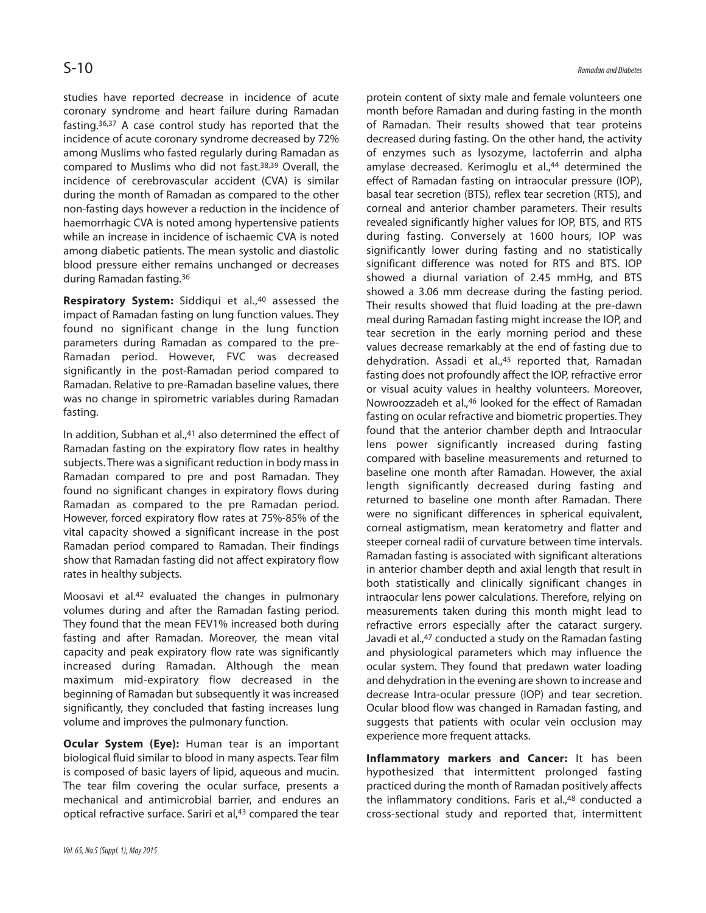studies have reported decrease in incidence of acute coronary syndrome and heart failure during Ramadan fasting.[36,37] A case control study has reported that the incidence of acute coronary syndrome decreased by 72% among Muslims who fasted regularly during Ramadan as compared to Muslims who did not fast.[38,39] Overall, the incidence of cerebrovascular accident (CVA) is similar during the month of Ramadan as compared to the other non-fasting days however a reduction in the incidence of haemorrhagic CVA is noted among hypertensive patients while an increase in incidence of ischaemic CVA is noted among diabetic patients. The mean systolic and diastolic blood pressure either remains unchanged or decreases during Ramadan fasting.[36]

**Respiratory System:** Siddiqui et al.,[40] assessed the impact of Ramadan fasting on lung function values. They found no significant change in the lung function parameters during Ramadan as compared to the pre-Ramadan period. However, FVC was decreased significantly in the post-Ramadan period compared to Ramadan. Relative to pre-Ramadan baseline values, there was no change in spirometric variables during Ramadan fasting.

In addition, Subhan et al.,[41] also determined the effect of Ramadan fasting on the expiratory flow rates in healthy subjects. There was a significant reduction in body mass in Ramadan compared to pre and post Ramadan. They found no significant changes in expiratory flows during Ramadan as compared to the pre Ramadan period. However, forced expiratory flow rates at 75%-85% of the vital capacity showed a significant increase in the post Ramadan period compared to Ramadan. Their findings show that Ramadan fasting did not affect expiratory flow rates in healthy subjects.

Moosavi et al.[42] evaluated the changes in pulmonary volumes during and after the Ramadan fasting period. They found that the mean FEV1% increased both during fasting and after Ramadan. Moreover, the mean vital capacity and peak expiratory flow rate was significantly increased during Ramadan. Although the mean maximum mid-expiratory flow decreased in the beginning of Ramadan but subsequently it was increased significantly, they concluded that fasting increases lung volume and improves the pulmonary function.

**Ocular System (Eye):** Human tear is an important biological fluid similar to blood in many aspects. Tear film is composed of basic layers of lipid, aqueous and mucin. The tear film covering the ocular surface, presents a mechanical and antimicrobial barrier, and endures an optical refractive surface. Sariri et al,[43] compared the tear protein content of sixty male and female volunteers one month before Ramadan and during fasting in the month of Ramadan. Their results showed that tear proteins decreased during fasting. On the other hand, the activity of enzymes such as lysozyme, lactoferrin and alpha amylase decreased. Kerimoglu et al.,[44] determined the effect of Ramadan fasting on intraocular pressure (IOP), basal tear secretion (BTS), reflex tear secretion (RTS), and corneal and anterior chamber parameters. Their results revealed significantly higher values for IOP, BTS, and RTS during fasting. Conversely at 1600 hours, IOP was significantly lower during fasting and no statistically significant difference was noted for RTS and BTS. IOP showed a diurnal variation of 2.45 mmHg, and BTS showed a 3.06 mm decrease during the fasting period. Their results showed that fluid loading at the pre-dawn meal during Ramadan fasting might increase the IOP, and tear secretion in the early morning period and these values decrease remarkably at the end of fasting due to dehydration. Assadi et al.,[45] reported that, Ramadan fasting does not profoundly affect the IOP, refractive error or visual acuity values in healthy volunteers. Moreover, Nowroozzadeh et al.,[46] looked for the effect of Ramadan fasting on ocular refractive and biometric properties. They found that the anterior chamber depth and Intraocular lens power significantly increased during fasting compared with baseline measurements and returned to baseline one month after Ramadan. However, the axial length significantly decreased during fasting and returned to baseline one month after Ramadan. There were no significant differences in spherical equivalent, corneal astigmatism, mean keratometry and flatter and steeper corneal radii of curvature between time intervals. Ramadan fasting is associated with significant alterations in anterior chamber depth and axial length that result in both statistically and clinically significant changes in intraocular lens power calculations. Therefore, relying on measurements taken during this month might lead to refractive errors especially after the cataract surgery. Javadi et al.,[47] conducted a study on the Ramadan fasting and physiological parameters which may influence the ocular system. They found that predawn water loading and dehydration in the evening are shown to increase and decrease Intra-ocular pressure (IOP) and tear secretion. Ocular blood flow was changed in Ramadan fasting, and suggests that patients with ocular vein occlusion may experience more frequent attacks.

**Inflammatory markers and Cancer:** It has been hypothesized that intermittent prolonged fasting practiced during the month of Ramadan positively affects the inflammatory conditions. Faris et al.,[48] conducted a cross-sectional study and reported that, intermittent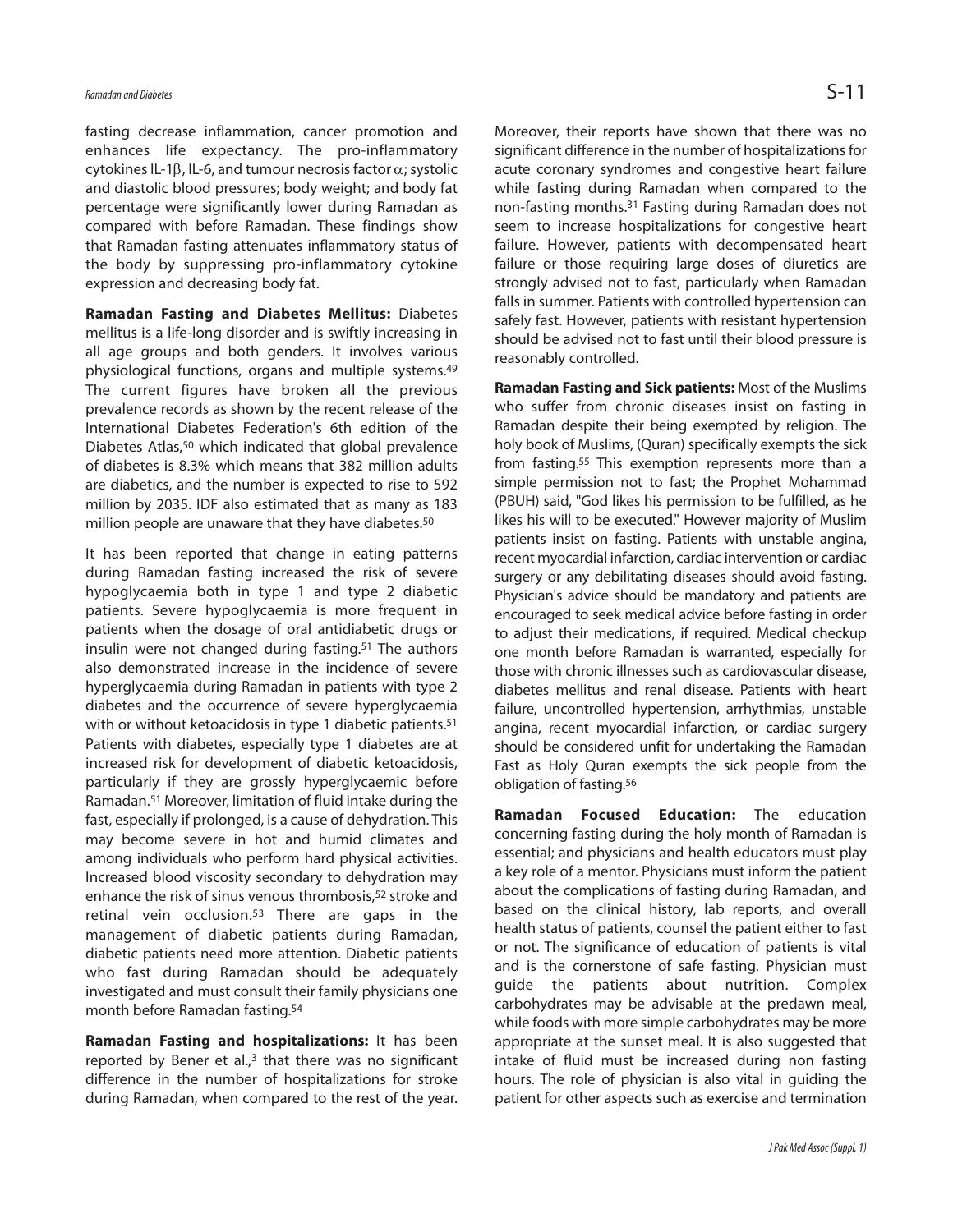fasting decrease inflammation, cancer promotion and enhances life expectancy. The pro-inflammatory cytokines IL-1$\beta$, IL-6, and tumour necrosis factor $\alpha$; systolic and diastolic blood pressures; body weight; and body fat percentage were significantly lower during Ramadan as compared with before Ramadan. These findings show that Ramadan fasting attenuates inflammatory status of the body by suppressing pro-inflammatory cytokine expression and decreasing body fat.

**Ramadan Fasting and Diabetes Mellitus:** Diabetes mellitus is a life-long disorder and is swiftly increasing in all age groups and both genders. It involves various physiological functions, organs and multiple systems.[49] The current figures have broken all the previous prevalence records as shown by the recent release of the International Diabetes Federation's 6th edition of the Diabetes Atlas,[50] which indicated that global prevalence of diabetes is 8.3% which means that 382 million adults are diabetics, and the number is expected to rise to 592 million by 2035. IDF also estimated that as many as 183 million people are unaware that they have diabetes.[50]

It has been reported that change in eating patterns during Ramadan fasting increased the risk of severe hypoglycaemia both in type 1 and type 2 diabetic patients. Severe hypoglycaemia is more frequent in patients when the dosage of oral antidiabetic drugs or insulin were not changed during fasting.[51] The authors also demonstrated increase in the incidence of severe hyperglycaemia during Ramadan in patients with type 2 diabetes and the occurrence of severe hyperglycaemia with or without ketoacidosis in type 1 diabetic patients.[51] Patients with diabetes, especially type 1 diabetes are at increased risk for development of diabetic ketoacidosis, particularly if they are grossly hyperglycaemic before Ramadan.[51] Moreover, limitation of fluid intake during the fast, especially if prolonged, is a cause of dehydration. This may become severe in hot and humid climates and among individuals who perform hard physical activities. Increased blood viscosity secondary to dehydration may enhance the risk of sinus venous thrombosis,[52] stroke and retinal vein occlusion.[53] There are gaps in the management of diabetic patients during Ramadan, diabetic patients need more attention. Diabetic patients who fast during Ramadan should be adequately investigated and must consult their family physicians one month before Ramadan fasting.[54]

**Ramadan Fasting and hospitalizations:** It has been reported by Bener et al.,[3] that there was no significant difference in the number of hospitalizations for stroke during Ramadan, when compared to the rest of the year. Moreover, their reports have shown that there was no significant difference in the number of hospitalizations for acute coronary syndromes and congestive heart failure while fasting during Ramadan when compared to the non-fasting months.[31] Fasting during Ramadan does not seem to increase hospitalizations for congestive heart failure. However, patients with decompensated heart failure or those requiring large doses of diuretics are strongly advised not to fast, particularly when Ramadan falls in summer. Patients with controlled hypertension can safely fast. However, patients with resistant hypertension should be advised not to fast until their blood pressure is reasonably controlled.

**Ramadan Fasting and Sick patients:** Most of the Muslims who suffer from chronic diseases insist on fasting in Ramadan despite their being exempted by religion. The holy book of Muslims, (Quran) specifically exempts the sick from fasting.[55] This exemption represents more than a simple permission not to fast; the Prophet Mohammad (PBUH) said, "God likes his permission to be fulfilled, as he likes his will to be executed." However majority of Muslim patients insist on fasting. Patients with unstable angina, recent myocardial infarction, cardiac intervention or cardiac surgery or any debilitating diseases should avoid fasting. Physician's advice should be mandatory and patients are encouraged to seek medical advice before fasting in order to adjust their medications, if required. Medical checkup one month before Ramadan is warranted, especially for those with chronic illnesses such as cardiovascular disease, diabetes mellitus and renal disease. Patients with heart failure, uncontrolled hypertension, arrhythmias, unstable angina, recent myocardial infarction, or cardiac surgery should be considered unfit for undertaking the Ramadan Fast as Holy Quran exempts the sick people from the obligation of fasting.[56]

**Ramadan Focused Education:** The education concerning fasting during the holy month of Ramadan is essential; and physicians and health educators must play a key role of a mentor. Physicians must inform the patient about the complications of fasting during Ramadan, and based on the clinical history, lab reports, and overall health status of patients, counsel the patient either to fast or not. The significance of education of patients is vital and is the cornerstone of safe fasting. Physician must guide the patients about nutrition. Complex carbohydrates may be advisable at the predawn meal, while foods with more simple carbohydrates may be more appropriate at the sunset meal. It is also suggested that intake of fluid must be increased during non fasting hours. The role of physician is also vital in guiding the patient for other aspects such as exercise and termination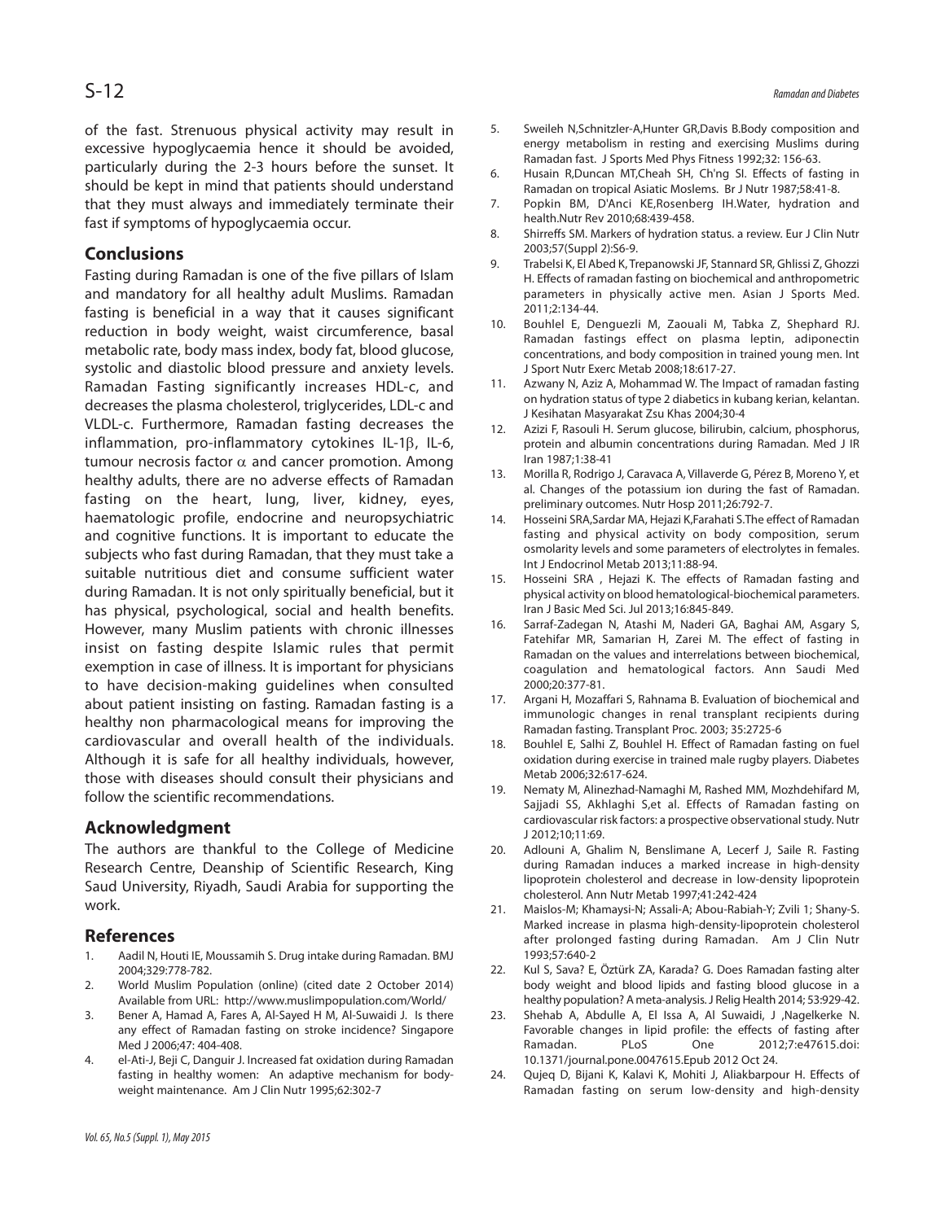of the fast. Strenuous physical activity may result in excessive hypoglycaemia hence it should be avoided, particularly during the 2-3 hours before the sunset. It should be kept in mind that patients should understand that they must always and immediately terminate their fast if symptoms of hypoglycaemia occur.

## Conclusions

Fasting during Ramadan is one of the five pillars of Islam and mandatory for all healthy adult Muslims. Ramadan fasting is beneficial in a way that it causes significant reduction in body weight, waist circumference, basal metabolic rate, body mass index, body fat, blood glucose, systolic and diastolic blood pressure and anxiety levels. Ramadan Fasting significantly increases HDL-c, and decreases the plasma cholesterol, triglycerides, LDL-c and VLDL-c. Furthermore, Ramadan fasting decreases the inflammation, pro-inflammatory cytokines IL-1$\beta$, IL-6, tumour necrosis factor $\alpha$ and cancer promotion. Among healthy adults, there are no adverse effects of Ramadan fasting on the heart, lung, liver, kidney, eyes, haematologic profile, endocrine and neuropsychiatric and cognitive functions. It is important to educate the subjects who fast during Ramadan, that they must take a suitable nutritious diet and consume sufficient water during Ramadan. It is not only spiritually beneficial, but it has physical, psychological, social and health benefits. However, many Muslim patients with chronic illnesses insist on fasting despite Islamic rules that permit exemption in case of illness. It is important for physicians to have decision-making guidelines when consulted about patient insisting on fasting. Ramadan fasting is a healthy non pharmacological means for improving the cardiovascular and overall health of the individuals. Although it is safe for all healthy individuals, however, those with diseases should consult their physicians and follow the scientific recommendations.

## Acknowledgment

The authors are thankful to the College of Medicine Research Centre, Deanship of Scientific Research, King Saud University, Riyadh, Saudi Arabia for supporting the work.

## References

1. Aadil N, Houti IE, Moussamih S. Drug intake during Ramadan. BMJ 2004;329:778-782.
2. World Muslim Population (online) (cited date 2 October 2014) Available from URL: http://www.muslimpopulation.com/World/
3. Bener A, Hamad A, Fares A, Al-Sayed H M, Al-Suwaidi J. Is there any effect of Ramadan fasting on stroke incidence? Singapore Med J 2006;47: 404-408.
4. el-Ati-J, Beji C, Danguir J. Increased fat oxidation during Ramadan fasting in healthy women: An adaptive mechanism for body-weight maintenance. Am J Clin Nutr 1995;62:302-7
5. Sweileh N,Schnitzler-A,Hunter GR,Davis B.Body composition and energy metabolism in resting and exercising Muslims during Ramadan fast. J Sports Med Phys Fitness 1992;32: 156-63.
6. Husain R,Duncan MT,Cheah SH, Ch'ng SI. Effects of fasting in Ramadan on tropical Asiatic Moslems. Br J Nutr 1987;58:41-8.
7. Popkin BM, D'Anci KE,Rosenberg IH.Water, hydration and health.Nutr Rev 2010;68:439-458.
8. Shirreffs SM. Markers of hydration status. a review. Eur J Clin Nutr 2003;57(Suppl 2):S6-9.
9. Trabelsi K, El Abed K, Trepanowski JF, Stannard SR, Ghlissi Z, Ghozzi H. Effects of ramadan fasting on biochemical and anthropometric parameters in physically active men. Asian J Sports Med. 2011;2:134-44.
10. Bouhlel E, Denguezli M, Zaouali M, Tabka Z, Shephard RJ. Ramadan fastings effect on plasma leptin, adiponectin concentrations, and body composition in trained young men. Int J Sport Nutr Exerc Metab 2008;18:617-27.
11. Azwany N, Aziz A, Mohammad W. The Impact of ramadan fasting on hydration status of type 2 diabetics in kubang kerian, kelantan. J Kesihatan Masyarakat Zsu Khas 2004;30-4
12. Azizi F, Rasouli H. Serum glucose, bilirubin, calcium, phosphorus, protein and albumin concentrations during Ramadan. Med J IR Iran 1987;1:38-41
13. Morilla R, Rodrigo J, Caravaca A, Villaverde G, Pérez B, Moreno Y, et al. Changes of the potassium ion during the fast of Ramadan. preliminary outcomes. Nutr Hosp 2011;26:792-7.
14. Hosseini SRA,Sardar MA, Hejazi K,Farahati S.The effect of Ramadan fasting and physical activity on body composition, serum osmolarity levels and some parameters of electrolytes in females. Int J Endocrinol Metab 2013;11:88-94.
15. Hosseini SRA , Hejazi K. The effects of Ramadan fasting and physical activity on blood hematological-biochemical parameters. Iran J Basic Med Sci. Jul 2013;16:845-849.
16. Sarraf-Zadegan N, Atashi M, Naderi GA, Baghai AM, Asgary S, Fatehifar MR, Samarian H, Zarei M. The effect of fasting in Ramadan on the values and interrelations between biochemical, coagulation and hematological factors. Ann Saudi Med 2000;20:377-81.
17. Argani H, Mozaffari S, Rahnama B. Evaluation of biochemical and immunologic changes in renal transplant recipients during Ramadan fasting. Transplant Proc. 2003; 35:2725-6
18. Bouhlel E, Salhi Z, Bouhlel H. Effect of Ramadan fasting on fuel oxidation during exercise in trained male rugby players. Diabetes Metab 2006;32:617-624.
19. Nematy M, Alinezhad-Namaghi M, Rashed MM, Mozhdehifard M, Sajjadi SS, Akhlaghi S,et al. Effects of Ramadan fasting on cardiovascular risk factors: a prospective observational study. Nutr J 2012;10;11:69.
20. Adlouni A, Ghalim N, Benslimane A, Lecerf J, Saile R. Fasting during Ramadan induces a marked increase in high-density lipoprotein cholesterol and decrease in low-density lipoprotein cholesterol. Ann Nutr Metab 1997;41:242-424
21. Maislos-M; Khamaysi-N; Assali-A; Abou-Rabiah-Y; Zvili 1; Shany-S. Marked increase in plasma high-density-lipoprotein cholesterol after prolonged fasting during Ramadan. Am J Clin Nutr 1993;57:640-2
22. Kul S, Sava? E, Öztürk ZA, Karada? G. Does Ramadan fasting alter body weight and blood lipids and fasting blood glucose in a healthy population? A meta-analysis. J Relig Health 2014; 53:929-42.
23. Shehab A, Abdulle A, El Issa A, Al Suwaidi, J ,Nagelkerke N. Favorable changes in lipid profile: the effects of fasting after Ramadan. PLoS One 2012;7:e47615.doi: 10.1371/journal.pone.0047615.Epub 2012 Oct 24.
24. Qujeq D, Bijani K, Kalavi K, Mohiti J, Aliakbarpour H. Effects of Ramadan fasting on serum low-density and high-density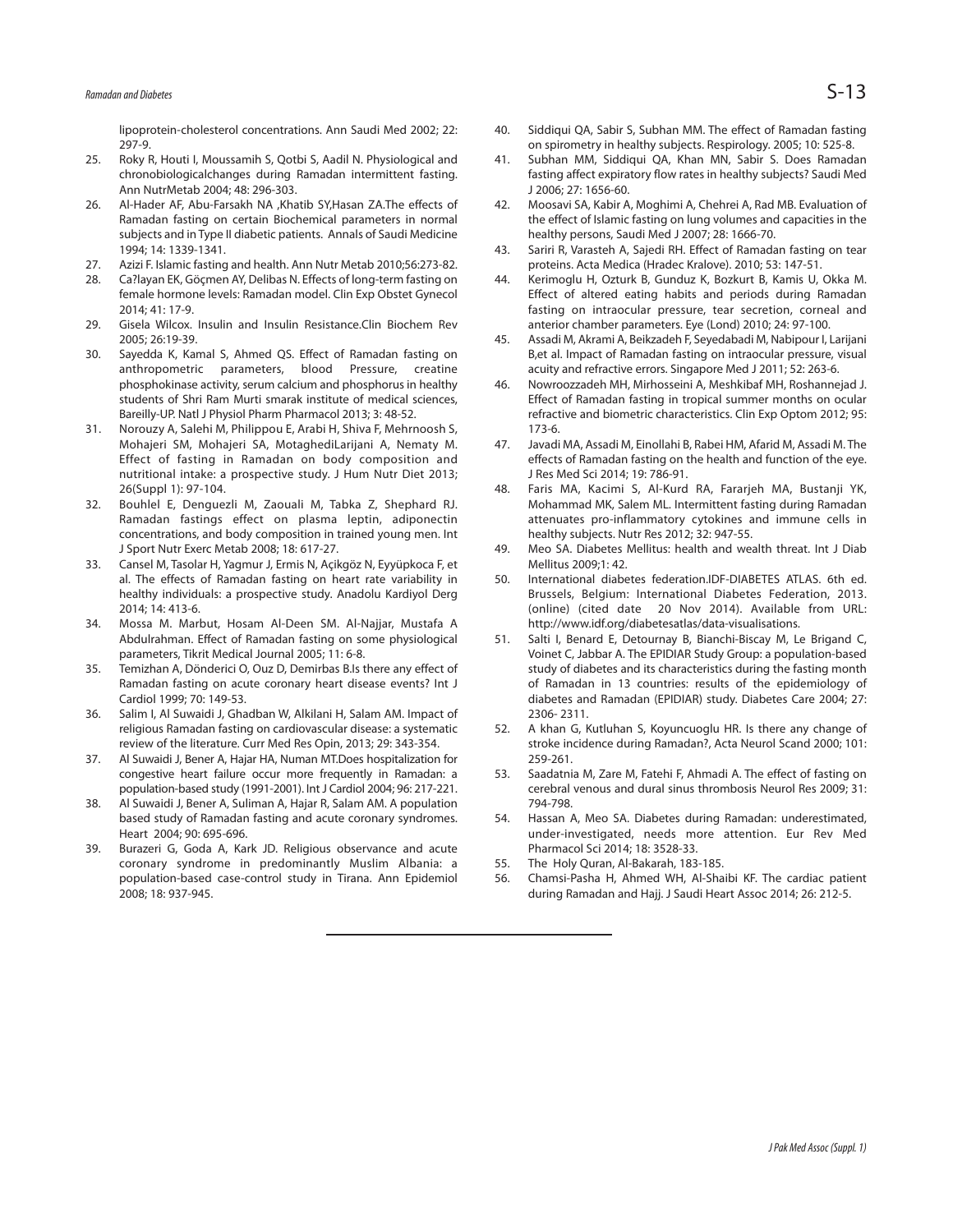lipoprotein-cholesterol concentrations. Ann Saudi Med 2002; 22: 297-9.

25. Roky R, Houti I, Moussamih S, Qotbi S, Aadil N. Physiological and chronobiologicalchanges during Ramadan intermittent fasting. Ann NutrMetab 2004; 48: 296-303.
26. Al-Hader AF, Abu-Farsakh NA ,Khatib SY,Hasan ZA.The effects of Ramadan fasting on certain Biochemical parameters in normal subjects and in Type II diabetic patients. Annals of Saudi Medicine 1994; 14: 1339-1341.
27. Azizi F. Islamic fasting and health. Ann Nutr Metab 2010;56:273-82.
28. Ca?layan EK, Göçmen AY, Delibas N. Effects of long-term fasting on female hormone levels: Ramadan model. Clin Exp Obstet Gynecol 2014; 41: 17-9.
29. Gisela Wilcox. Insulin and Insulin Resistance.Clin Biochem Rev 2005; 26:19-39.
30. Sayedda K, Kamal S, Ahmed QS. Effect of Ramadan fasting on anthropometric parameters, blood Pressure, creatine phosphokinase activity, serum calcium and phosphorus in healthy students of Shri Ram Murti smarak institute of medical sciences, Bareilly-UP. Natl J Physiol Pharm Pharmacol 2013; 3: 48-52.
31. Norouzy A, Salehi M, Philippou E, Arabi H, Shiva F, Mehrnoosh S, Mohajeri SM, Mohajeri SA, MotaghediLarijani A, Nematy M. Effect of fasting in Ramadan on body composition and nutritional intake: a prospective study. J Hum Nutr Diet 2013; 26(Suppl 1): 97-104.
32. Bouhlel E, Denguezli M, Zaouali M, Tabka Z, Shephard RJ. Ramadan fastings effect on plasma leptin, adiponectin concentrations, and body composition in trained young men. Int J Sport Nutr Exerc Metab 2008; 18: 617-27.
33. Cansel M, Tasolar H, Yagmur J, Ermis N, Açikgöz N, Eyyüpkoca F, et al. The effects of Ramadan fasting on heart rate variability in healthy individuals: a prospective study. Anadolu Kardiyol Derg 2014; 14: 413-6.
34. Mossa M. Marbut, Hosam Al-Deen SM. Al-Najjar, Mustafa A Abdulrahman. Effect of Ramadan fasting on some physiological parameters, Tikrit Medical Journal 2005; 11: 6-8.
35. Temizhan A, Dönderici O, Ouz D, Demirbas B.Is there any effect of Ramadan fasting on acute coronary heart disease events? Int J Cardiol 1999; 70: 149-53.
36. Salim I, Al Suwaidi J, Ghadban W, Alkilani H, Salam AM. Impact of religious Ramadan fasting on cardiovascular disease: a systematic review of the literature. Curr Med Res Opin, 2013; 29: 343-354.
37. Al Suwaidi J, Bener A, Hajar HA, Numan MT.Does hospitalization for congestive heart failure occur more frequently in Ramadan: a population-based study (1991-2001). Int J Cardiol 2004; 96: 217-221.
38. Al Suwaidi J, Bener A, Suliman A, Hajar R, Salam AM. A population based study of Ramadan fasting and acute coronary syndromes. Heart 2004; 90: 695-696.
39. Burazeri G, Goda A, Kark JD. Religious observance and acute coronary syndrome in predominantly Muslim Albania: a population-based case-control study in Tirana. Ann Epidemiol 2008; 18: 937-945.
40. Siddiqui QA, Sabir S, Subhan MM. The effect of Ramadan fasting on spirometry in healthy subjects. Respirology. 2005; 10: 525-8.
41. Subhan MM, Siddiqui QA, Khan MN, Sabir S. Does Ramadan fasting affect expiratory flow rates in healthy subjects? Saudi Med J 2006; 27: 1656-60.
42. Moosavi SA, Kabir A, Moghimi A, Chehrei A, Rad MB. Evaluation of the effect of Islamic fasting on lung volumes and capacities in the healthy persons, Saudi Med J 2007; 28: 1666-70.
43. Sariri R, Varasteh A, Sajedi RH. Effect of Ramadan fasting on tear proteins. Acta Medica (Hradec Kralove). 2010; 53: 147-51.
44. Kerimoglu H, Ozturk B, Gunduz K, Bozkurt B, Kamis U, Okka M. Effect of altered eating habits and periods during Ramadan fasting on intraocular pressure, tear secretion, corneal and anterior chamber parameters. Eye (Lond) 2010; 24: 97-100.
45. Assadi M, Akrami A, Beikzadeh F, Seyedabadi M, Nabipour I, Larijani B,et al. Impact of Ramadan fasting on intraocular pressure, visual acuity and refractive errors. Singapore Med J 2011; 52: 263-6.
46. Nowroozzadeh MH, Mirhosseini A, Meshkibaf MH, Roshannejad J. Effect of Ramadan fasting in tropical summer months on ocular refractive and biometric characteristics. Clin Exp Optom 2012; 95: 173-6.
47. Javadi MA, Assadi M, Einollahi B, Rabei HM, Afarid M, Assadi M. The effects of Ramadan fasting on the health and function of the eye. J Res Med Sci 2014; 19: 786-91.
48. Faris MA, Kacimi S, Al-Kurd RA, Fararjeh MA, Bustanji YK, Mohammad MK, Salem ML. Intermittent fasting during Ramadan attenuates pro-inflammatory cytokines and immune cells in healthy subjects. Nutr Res 2012; 32: 947-55.
49. Meo SA. Diabetes Mellitus: health and wealth threat. Int J Diab Mellitus 2009;1: 42.
50. International diabetes federation.IDF-DIABETES ATLAS. 6th ed. Brussels, Belgium: International Diabetes Federation, 2013. (online) (cited date 20 Nov 2014). Available from URL: http://www.idf.org/diabetesatlas/data-visualisations.
51. Salti I, Benard E, Detournay B, Bianchi-Biscay M, Le Brigand C, Voinet C, Jabbar A. The EPIDIAR Study Group: a population-based study of diabetes and its characteristics during the fasting month of Ramadan in 13 countries: results of the epidemiology of diabetes and Ramadan (EPIDIAR) study. Diabetes Care 2004; 27: 2306- 2311.
52. A khan G, Kutluhan S, Koyuncuoglu HR. Is there any change of stroke incidence during Ramadan?, Acta Neurol Scand 2000; 101: 259-261.
53. Saadatnia M, Zare M, Fatehi F, Ahmadi A. The effect of fasting on cerebral venous and dural sinus thrombosis Neurol Res 2009; 31: 794-798.
54. Hassan A, Meo SA. Diabetes during Ramadan: underestimated, under-investigated, needs more attention. Eur Rev Med Pharmacol Sci 2014; 18: 3528-33.
55. The Holy Quran, Al-Bakarah, 183-185.
56. Chamsi-Pasha H, Ahmed WH, Al-Shaibi KF. The cardiac patient during Ramadan and Hajj. J Saudi Heart Assoc 2014; 26: 212-5.